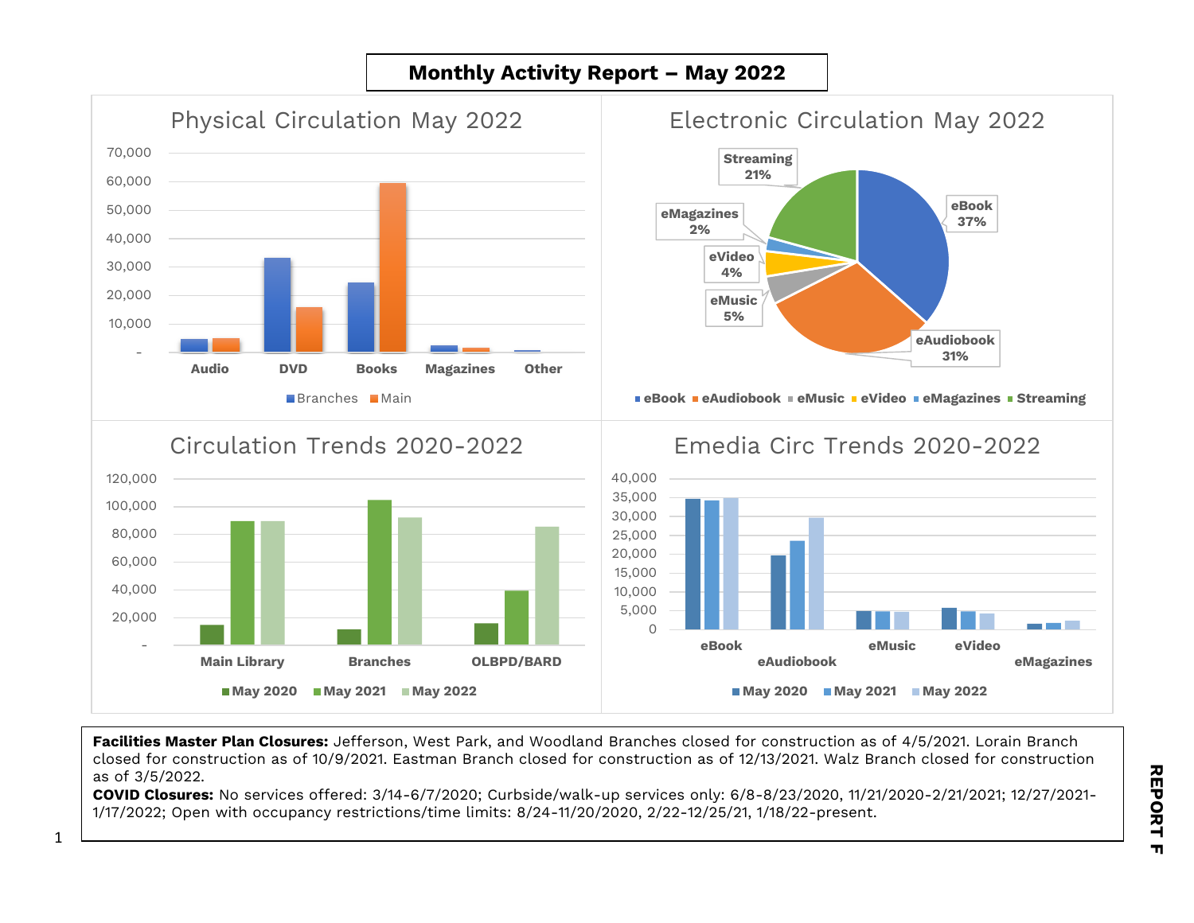# Monthly Activity Report – May 2022

## Physical Circulation May 2022

70,000
60,000
50,000
40,000
30,000
20,000
10,000
-

Audio · DVD · Books · Magazines · Other

Branches · Main

## Electronic Circulation May 2022

Streaming 21%
eMagazines 2%
eVideo 4%
eMusic 5%
eBook 37%
eAudiobook 31%

eBook · eAudiobook · eMusic · eVideo · eMagazines · Streaming

## Circulation Trends 2020-2022

120,000
100,000
80,000
60,000
40,000
20,000
-

Main Library · Branches · OLBPD/BARD

May 2020 · May 2021 · May 2022

## Emedia Circ Trends 2020-2022

40,000
35,000
30,000
25,000
20,000
15,000
10,000
5,000
0

eBook · eAudiobook · eMusic · eVideo · eMagazines

May 2020 · May 2021 · May 2022

**Facilities Master Plan Closures:** Jefferson, West Park, and Woodland Branches closed for construction as of 4/5/2021. Lorain Branch closed for construction as of 10/9/2021. Eastman Branch closed for construction as of 12/13/2021. Walz Branch closed for construction as of 3/5/2022.

**COVID Closures:** No services offered: 3/14-6/7/2020; Curbside/walk-up services only: 6/8-8/23/2020, 11/21/2020-2/21/2021; 12/27/2021-1/17/2022; Open with occupancy restrictions/time limits: 8/24-11/20/2020, 2/22-12/25/21, 1/18/22-present.

REPORT F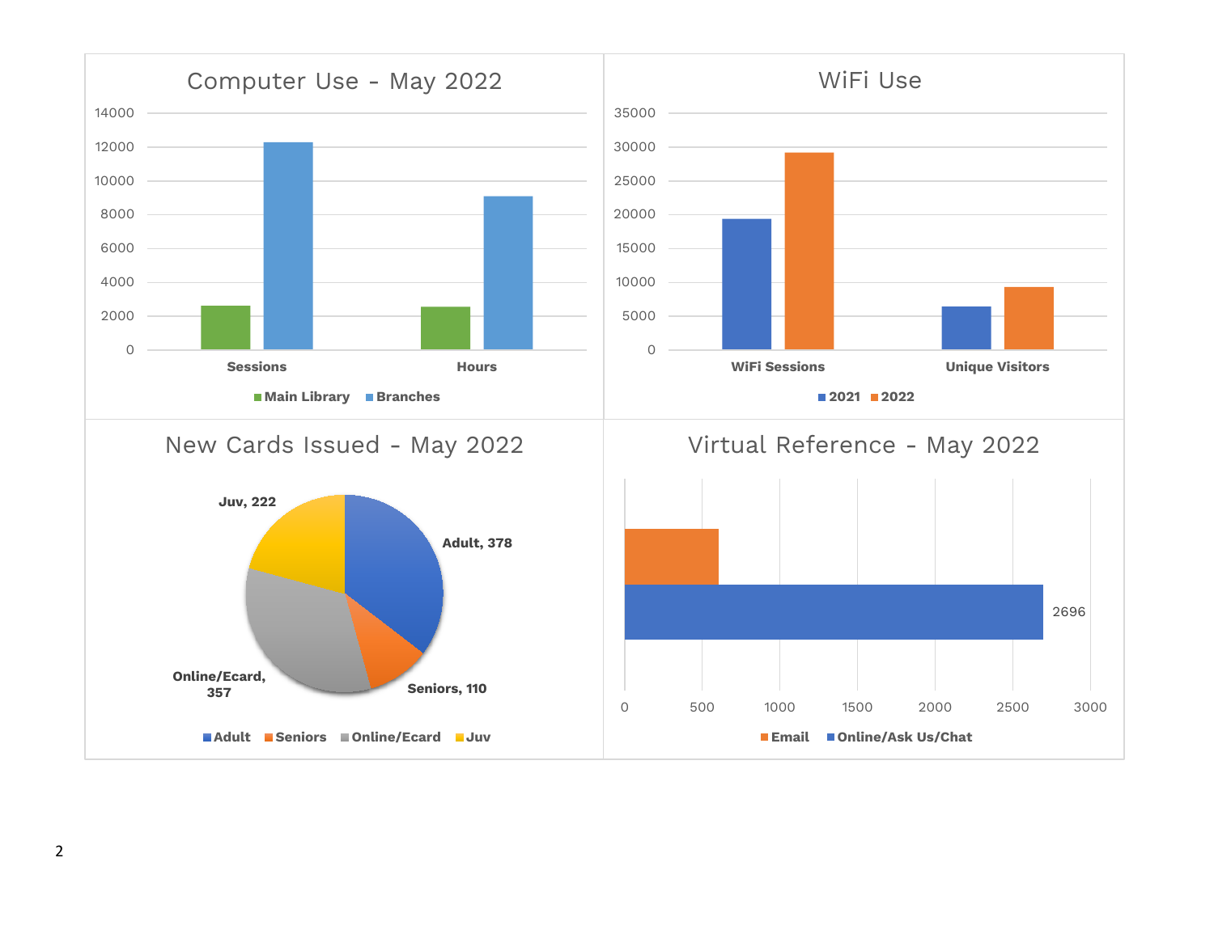## Computer Use - May 2022

| | Main Library | Branches |
|---|---|---|
| Sessions | | |
| Hours | | |

## WiFi Use

| | 2021 | 2022 |
|---|---|---|
| WiFi Sessions | | |
| Unique Visitors | | |

## New Cards Issued - May 2022

| Category | Count |
|---|---|
| Adult | 378 |
| Seniors | 110 |
| Online/Ecard | 357 |
| Juv | 222 |

## Virtual Reference - May 2022

| Type | Count |
|---|---|
| Email | |
| Online/Ask Us/Chat | 2696 |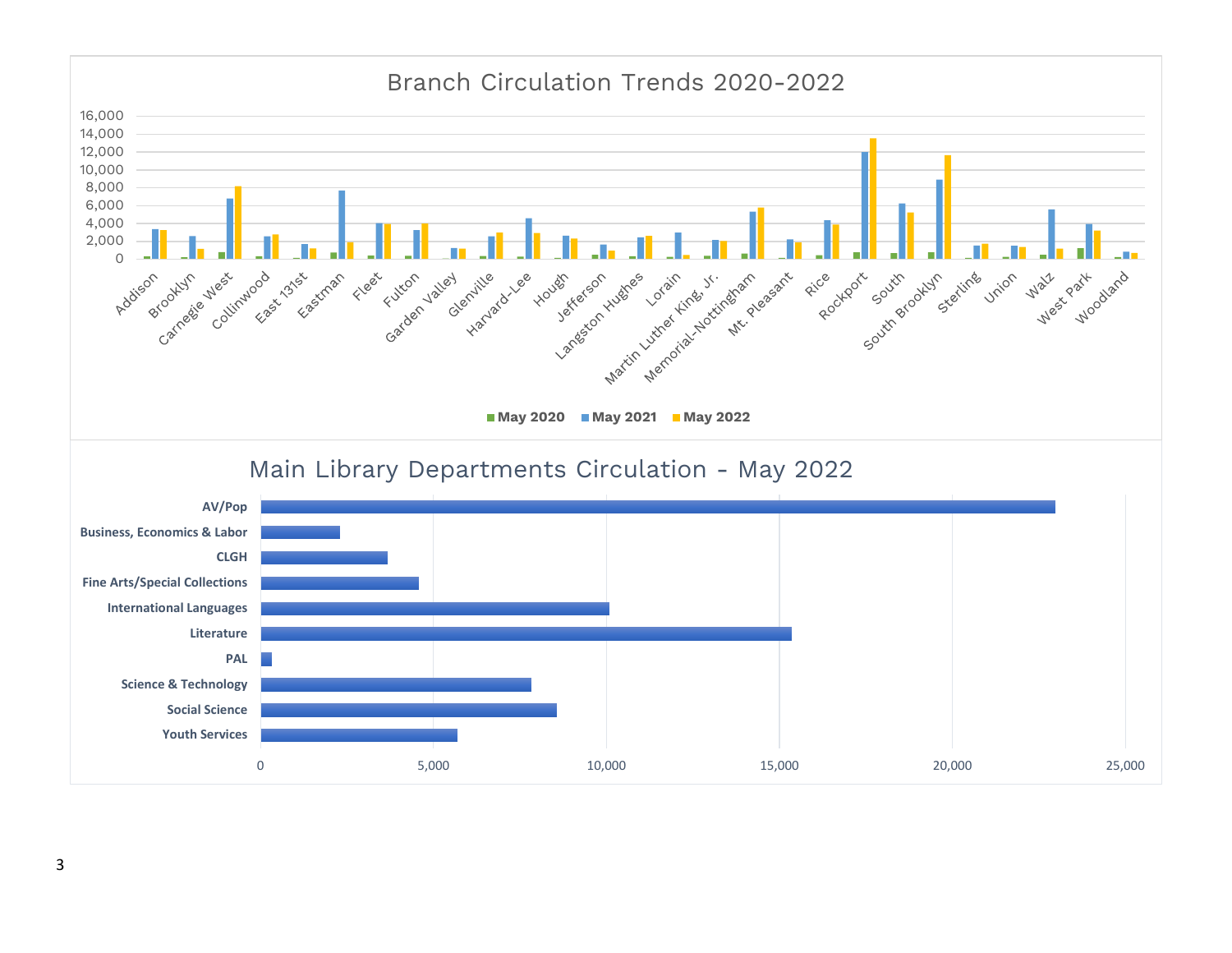## Branch Circulation Trends 2020-2022

Legend: May 2020, May 2021, May 2022

Branches: Addison, Brooklyn, Carnegie West, Collinwood, East 131st, Eastman, Fleet, Fulton, Garden Valley, Glenville, Harvard-Lee, Hough, Jefferson, Langston Hughes, Lorain, Martin Luther King, Jr., Memorial-Nottingham, Mt. Pleasant, Rice, Rockport, South, South Brooklyn, Sterling, Union, Walz, West Park, Woodland

Y-axis: 0 – 16,000

## Main Library Departments Circulation - May 2022

Departments: AV/Pop, Business, Economics & Labor, CLGH, Fine Arts/Special Collections, International Languages, Literature, PAL, Science & Technology, Social Science, Youth Services

X-axis: 0 – 25,000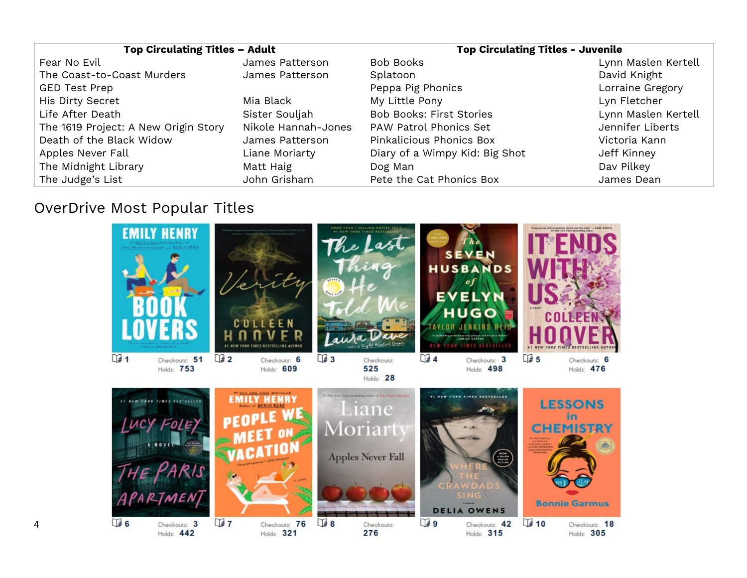| Top Circulating Titles – Adult | | Top Circulating Titles - Juvenile | |
|---|---|---|---|
| Fear No Evil | James Patterson | Bob Books | Lynn Maslen Kertell |
| The Coast-to-Coast Murders | James Patterson | Splatoon | David Knight |
| GED Test Prep | | Peppa Pig Phonics | Lorraine Gregory |
| His Dirty Secret | Mia Black | My Little Pony | Lyn Fletcher |
| Life After Death | Sister Souljah | Bob Books: First Stories | Lynn Maslen Kertell |
| The 1619 Project: A New Origin Story | Nikole Hannah-Jones | PAW Patrol Phonics Set | Jennifer Liberts |
| Death of the Black Widow | James Patterson | Pinkalicious Phonics Box | Victoria Kann |
| Apples Never Fall | Liane Moriarty | Diary of a Wimpy Kid: Big Shot | Jeff Kinney |
| The Midnight Library | Matt Haig | Dog Man | Dav Pilkey |
| The Judge's List | John Grisham | Pete the Cat Phonics Box | James Dean |

## OverDrive Most Popular Titles

| Rank | Title | Author | Checkouts | Holds |
|---|---|---|---|---|
| 1 | Book Lovers | Emily Henry | 51 | 753 |
| 2 | Verity | Colleen Hoover | 6 | 609 |
| 3 | The Last Thing He Told Me | Laura Dave | 525 | 28 |
| 4 | The Seven Husbands of Evelyn Hugo | Taylor Jenkins Reid | 3 | 498 |
| 5 | It Ends With Us | Colleen Hoover | 6 | 476 |
| 6 | The Paris Apartment | Lucy Foley | 3 | 442 |
| 7 | People We Meet on Vacation | Emily Henry | 76 | 321 |
| 8 | Apples Never Fall | Liane Moriarty | 276 | |
| 9 | Where the Crawdads Sing | Delia Owens | 42 | 315 |
| 10 | Lessons in Chemistry | Bonnie Garmus | 18 | 305 |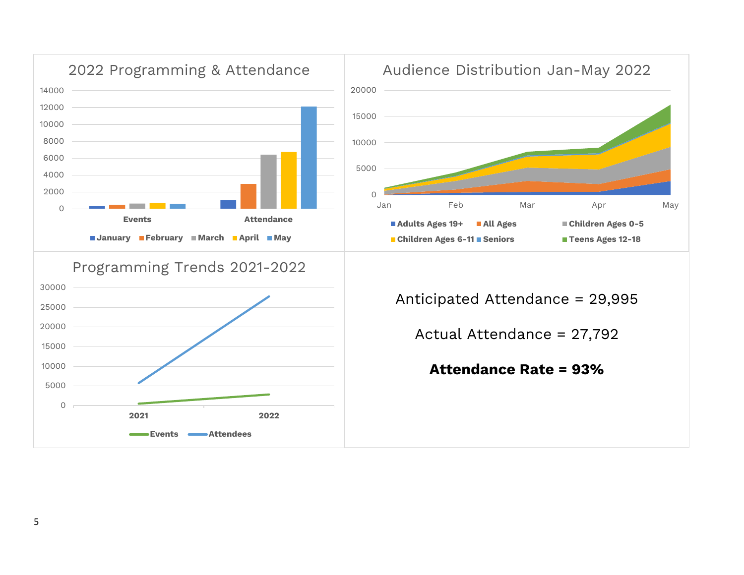2022 Programming & Attendance

14000
12000
10000
8000
6000
4000
2000
0

Events Attendance

January February March April May

Audience Distribution Jan-May 2022

20000
15000
10000
5000
0

Jan Feb Mar Apr May

Adults Ages 19+ All Ages Children Ages 0-5 Children Ages 6-11 Seniors Teens Ages 12-18

Programming Trends 2021-2022

30000
25000
20000
15000
10000
5000
0

2021 2022

Events Attendees

Anticipated Attendance = 29,995

Actual Attendance = 27,792

**Attendance Rate = 93%**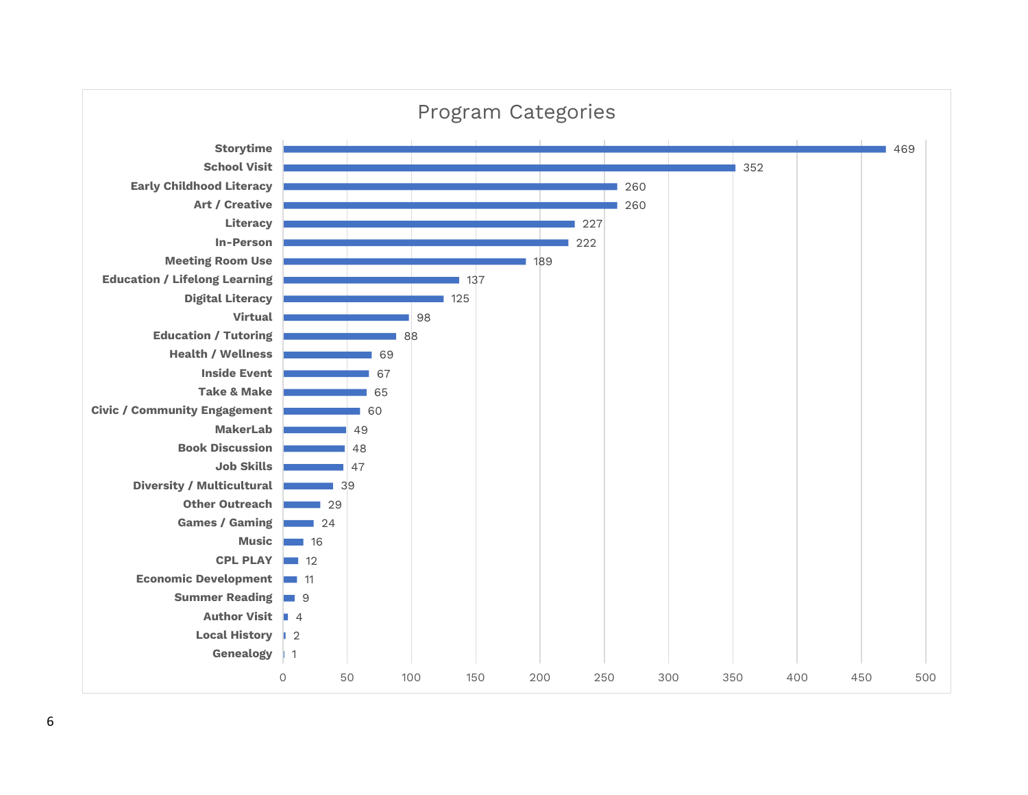Program Categories

Storytime 469
School Visit 352
Early Childhood Literacy 260
Art / Creative 260
Literacy 227
In-Person 222
Meeting Room Use 189
Education / Lifelong Learning 137
Digital Literacy 125
Virtual 98
Education / Tutoring 88
Health / Wellness 69
Inside Event 67
Take & Make 65
Civic / Community Engagement 60
MakerLab 49
Book Discussion 48
Job Skills 47
Diversity / Multicultural 39
Other Outreach 29
Games / Gaming 24
Music 16
CPL PLAY 12
Economic Development 11
Summer Reading 9
Author Visit 4
Local History 2
Genealogy 1

0 50 100 150 200 250 300 350 400 450 500